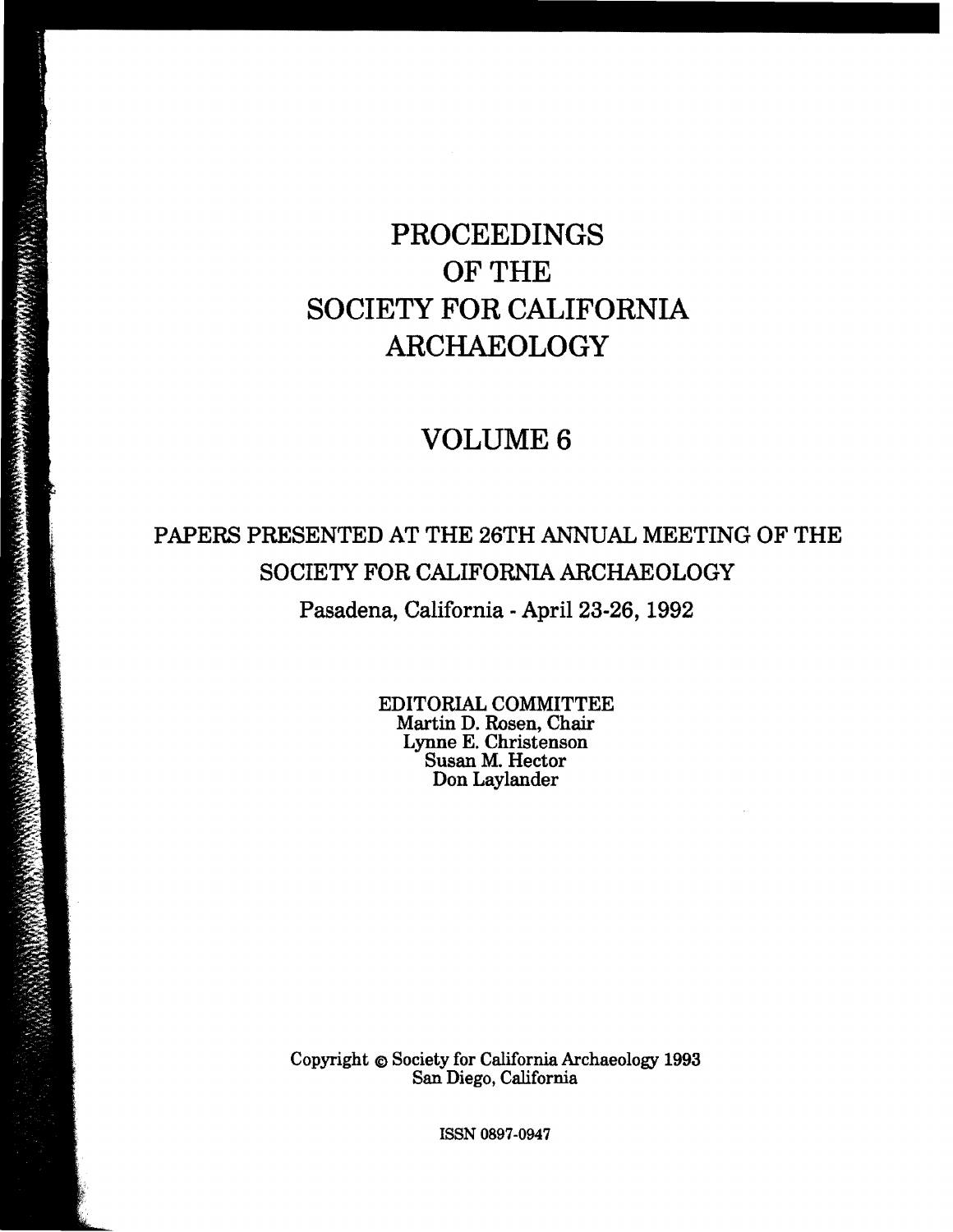# PROCEEDINGS OF THE SOCIETY FOR CALIFORNIA ARCHAEOLOGY

## VOLUME 6

PAPERS PRESENTED AT THE 26TH ANNUAL MEETING OF THE SOCIETY FOR CALIFORNIA ARCHAEOLOGY

Pasadena, California - April 23-26, 1992

EDITORIAL COMMITTEE
Martin D. Rosen, Chair
Lynne E. Christenson
Susan M. Hector
Don Laylander

Copyright © Society for California Archaeology 1993
San Diego, California

ISSN 0897-0947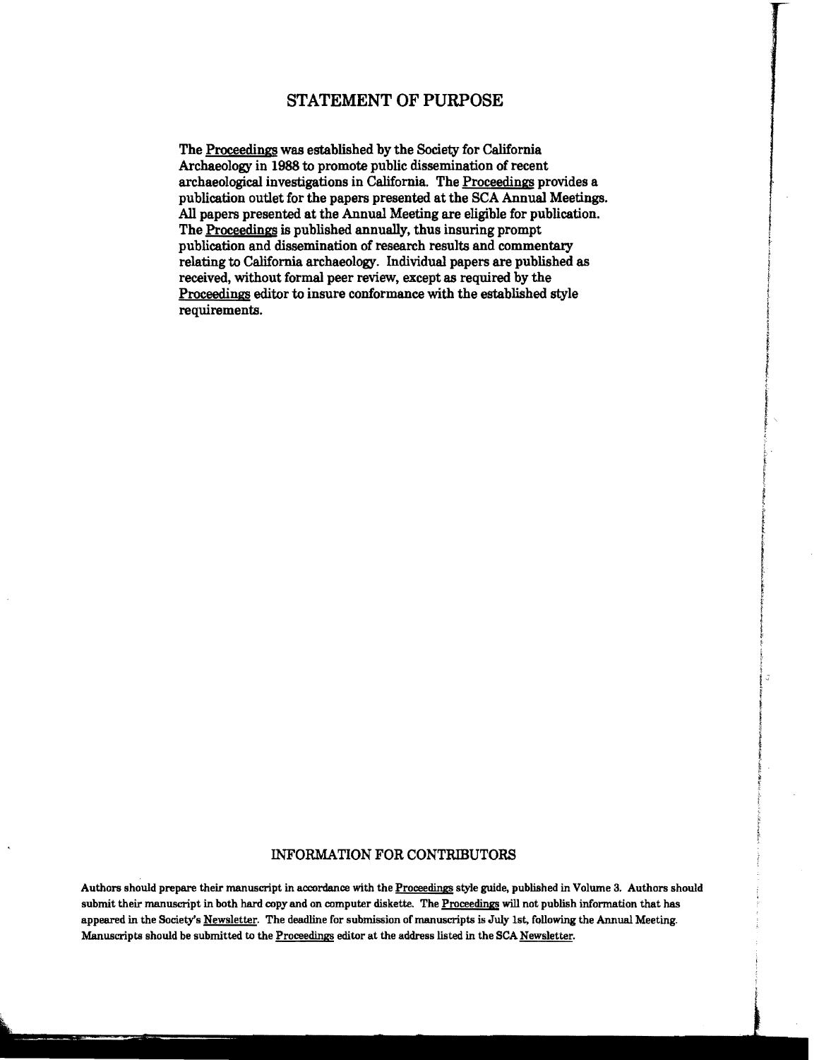# STATEMENT OF PURPOSE

The Proceedings was established by the Society for California Archaeology in 1988 to promote public dissemination of recent archaeological investigations in California. The Proceedings provides a publication outlet for the papers presented at the SCA Annual Meetings. All papers presented at the Annual Meeting are eligible for publication. The Proceedings is published annually, thus insuring prompt publication and dissemination of research results and commentary relating to California archaeology. Individual papers are published as received, without formal peer review, except as required by the Proceedings editor to insure conformance with the established style requirements.

## INFORMATION FOR CONTRIBUTORS

**Authors should prepare their manuscript in accordance with the Proceedings style guide, published in Volume 3. Authors should submit their manuscript in both hard copy and on computer diskette. The Proceedings will not publish information that has appeared in the Society's Newsletter. The deadline for submission of manuscripts is July 1st, following the Annual Meeting. Manuscripts should be submitted to the Proceedings editor at the address listed in the SCA Newsletter.**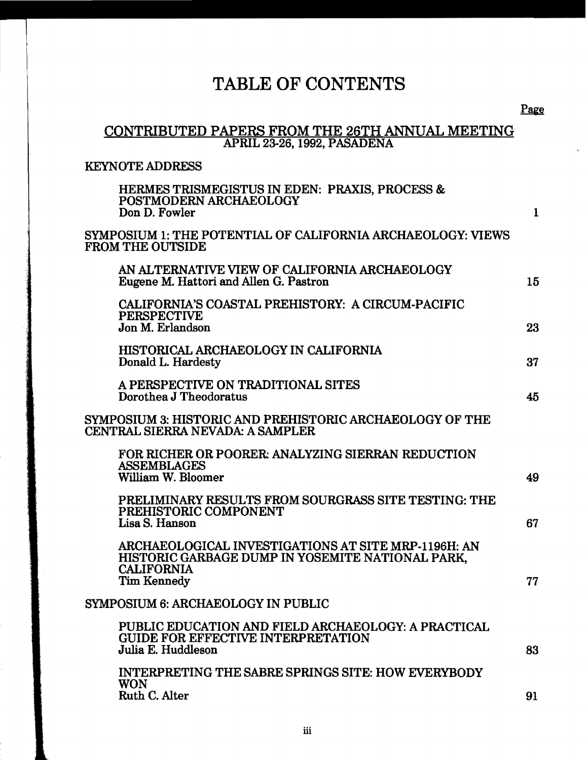# TABLE OF CONTENTS

Page

## CONTRIBUTED PAPERS FROM THE 26TH ANNUAL MEETING
APRIL 23-26, 1992, PASADENA

### KEYNOTE ADDRESS

HERMES TRISMEGISTUS IN EDEN: PRAXIS, PROCESS & POSTMODERN ARCHAEOLOGY
Don D. Fowler — 1

### SYMPOSIUM 1: THE POTENTIAL OF CALIFORNIA ARCHAEOLOGY: VIEWS FROM THE OUTSIDE

AN ALTERNATIVE VIEW OF CALIFORNIA ARCHAEOLOGY
Eugene M. Hattori and Allen G. Pastron — 15

CALIFORNIA'S COASTAL PREHISTORY: A CIRCUM-PACIFIC PERSPECTIVE
Jon M. Erlandson — 23

HISTORICAL ARCHAEOLOGY IN CALIFORNIA
Donald L. Hardesty — 37

A PERSPECTIVE ON TRADITIONAL SITES
Dorothea J Theodoratus — 45

### SYMPOSIUM 3: HISTORIC AND PREHISTORIC ARCHAEOLOGY OF THE CENTRAL SIERRA NEVADA: A SAMPLER

FOR RICHER OR POORER: ANALYZING SIERRAN REDUCTION ASSEMBLAGES
William W. Bloomer — 49

PRELIMINARY RESULTS FROM SOURGRASS SITE TESTING: THE PREHISTORIC COMPONENT
Lisa S. Hanson — 67

ARCHAEOLOGICAL INVESTIGATIONS AT SITE MRP-1196H: AN HISTORIC GARBAGE DUMP IN YOSEMITE NATIONAL PARK, CALIFORNIA
Tim Kennedy — 77

### SYMPOSIUM 6: ARCHAEOLOGY IN PUBLIC

PUBLIC EDUCATION AND FIELD ARCHAEOLOGY: A PRACTICAL GUIDE FOR EFFECTIVE INTERPRETATION
Julia E. Huddleson — 83

INTERPRETING THE SABRE SPRINGS SITE: HOW EVERYBODY WON
Ruth C. Alter — 91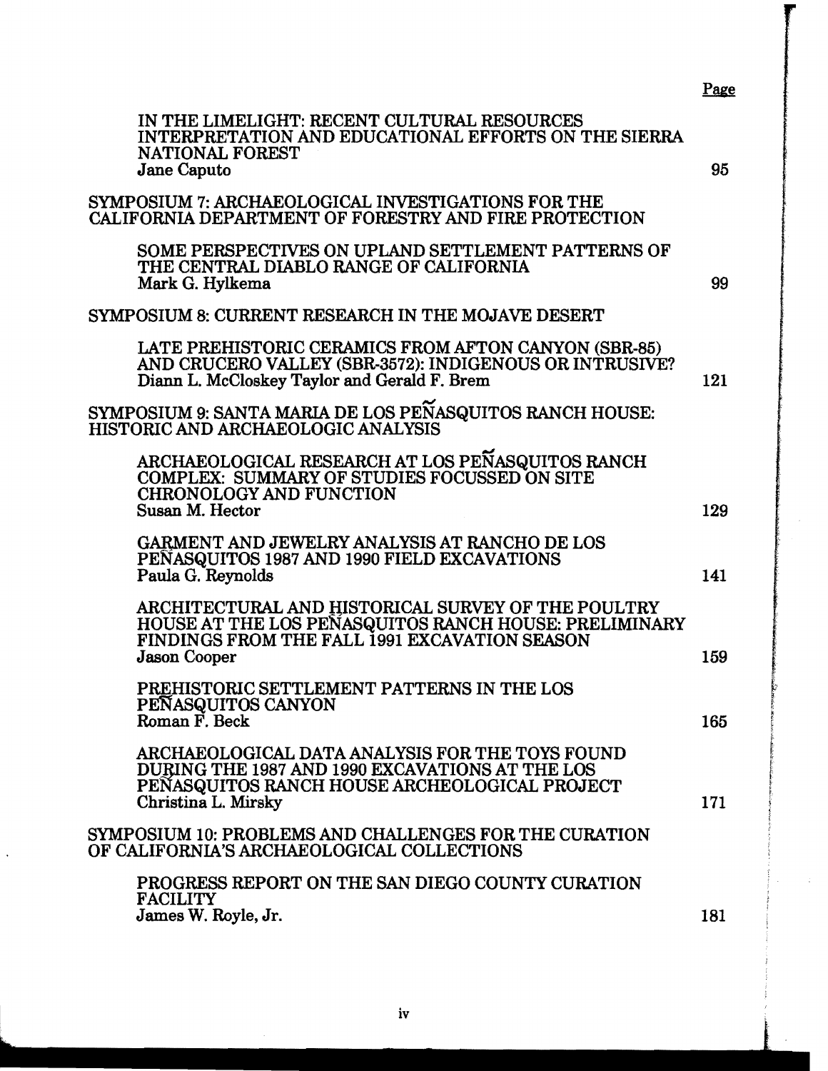| | Page |
|---|---|
| IN THE LIMELIGHT: RECENT CULTURAL RESOURCES INTERPRETATION AND EDUCATIONAL EFFORTS ON THE SIERRA NATIONAL FOREST<br>**Jane Caputo** | 95 |
| SYMPOSIUM 7: ARCHAEOLOGICAL INVESTIGATIONS FOR THE CALIFORNIA DEPARTMENT OF FORESTRY AND FIRE PROTECTION | |
| SOME PERSPECTIVES ON UPLAND SETTLEMENT PATTERNS OF THE CENTRAL DIABLO RANGE OF CALIFORNIA<br>**Mark G. Hylkema** | 99 |
| SYMPOSIUM 8: CURRENT RESEARCH IN THE MOJAVE DESERT | |
| LATE PREHISTORIC CERAMICS FROM AFTON CANYON (SBR-85) AND CRUCERO VALLEY (SBR-3572): INDIGENOUS OR INTRUSIVE?<br>**Diann L. McCloskey Taylor and Gerald F. Brem** | 121 |
| SYMPOSIUM 9: SANTA MARIA DE LOS PEÑASQUITOS RANCH HOUSE: HISTORIC AND ARCHAEOLOGIC ANALYSIS | |
| ARCHAEOLOGICAL RESEARCH AT LOS PEÑASQUITOS RANCH COMPLEX: SUMMARY OF STUDIES FOCUSSED ON SITE CHRONOLOGY AND FUNCTION<br>**Susan M. Hector** | 129 |
| GARMENT AND JEWELRY ANALYSIS AT RANCHO DE LOS PEÑASQUITOS 1987 AND 1990 FIELD EXCAVATIONS<br>**Paula G. Reynolds** | 141 |
| ARCHITECTURAL AND HISTORICAL SURVEY OF THE POULTRY HOUSE AT THE LOS PEÑASQUITOS RANCH HOUSE: PRELIMINARY FINDINGS FROM THE FALL 1991 EXCAVATION SEASON<br>**Jason Cooper** | 159 |
| PREHISTORIC SETTLEMENT PATTERNS IN THE LOS PEÑASQUITOS CANYON<br>**Roman F. Beck** | 165 |
| ARCHAEOLOGICAL DATA ANALYSIS FOR THE TOYS FOUND DURING THE 1987 AND 1990 EXCAVATIONS AT THE LOS PEÑASQUITOS RANCH HOUSE ARCHEOLOGICAL PROJECT<br>**Christina L. Mirsky** | 171 |
| SYMPOSIUM 10: PROBLEMS AND CHALLENGES FOR THE CURATION OF CALIFORNIA'S ARCHAEOLOGICAL COLLECTIONS | |
| PROGRESS REPORT ON THE SAN DIEGO COUNTY CURATION FACILITY<br>**James W. Royle, Jr.** | 181 |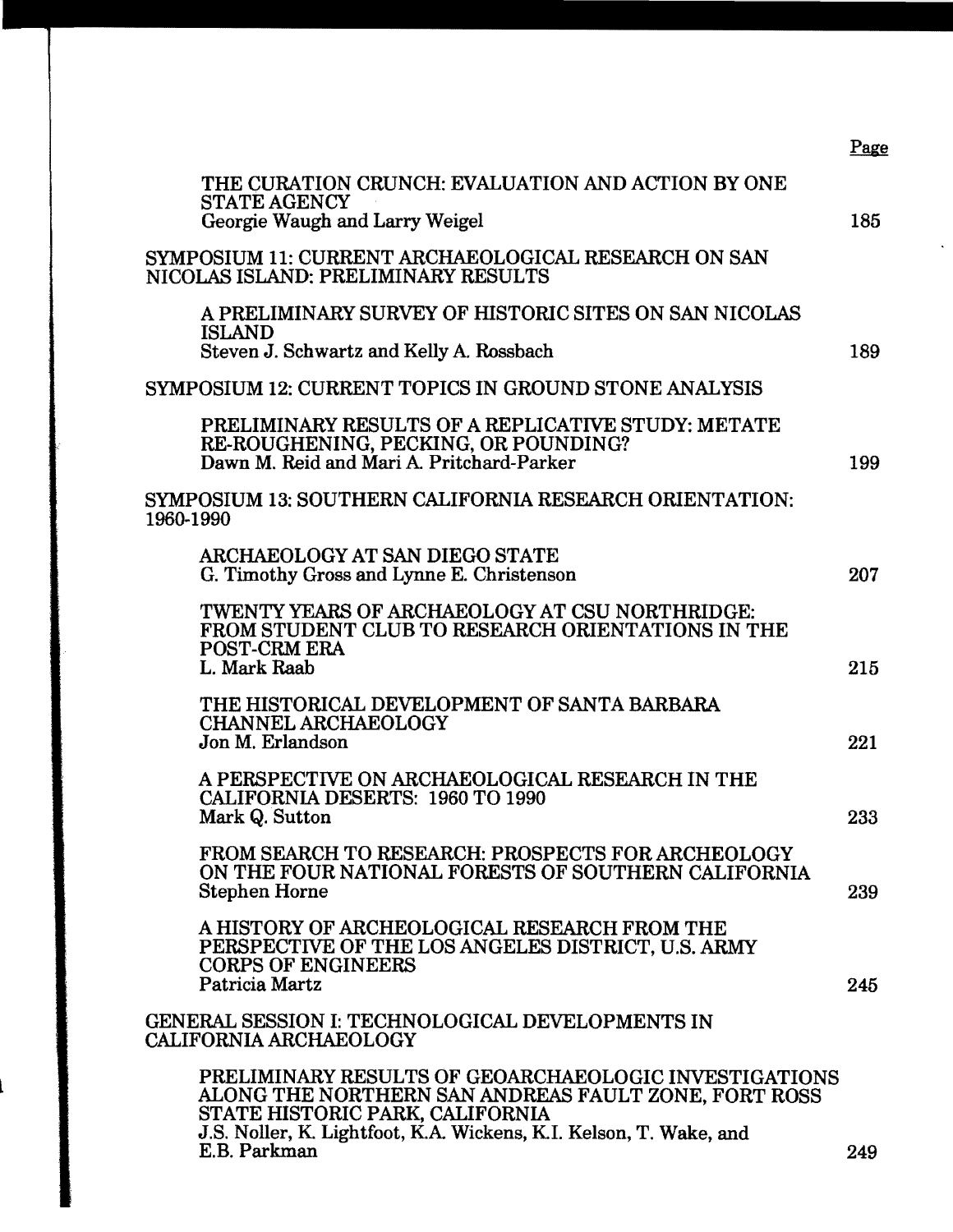| | Page |
|---|---|
| THE CURATION CRUNCH: EVALUATION AND ACTION BY ONE STATE AGENCY<br>Georgie Waugh and Larry Weigel | 185 |
| **SYMPOSIUM 11: CURRENT ARCHAEOLOGICAL RESEARCH ON SAN NICOLAS ISLAND: PRELIMINARY RESULTS** | |
| A PRELIMINARY SURVEY OF HISTORIC SITES ON SAN NICOLAS ISLAND<br>Steven J. Schwartz and Kelly A. Rossbach | 189 |
| **SYMPOSIUM 12: CURRENT TOPICS IN GROUND STONE ANALYSIS** | |
| PRELIMINARY RESULTS OF A REPLICATIVE STUDY: METATE RE-ROUGHENING, PECKING, OR POUNDING?<br>Dawn M. Reid and Mari A. Pritchard-Parker | 199 |
| **SYMPOSIUM 13: SOUTHERN CALIFORNIA RESEARCH ORIENTATION: 1960-1990** | |
| ARCHAEOLOGY AT SAN DIEGO STATE<br>G. Timothy Gross and Lynne E. Christenson | 207 |
| TWENTY YEARS OF ARCHAEOLOGY AT CSU NORTHRIDGE: FROM STUDENT CLUB TO RESEARCH ORIENTATIONS IN THE POST-CRM ERA<br>L. Mark Raab | 215 |
| THE HISTORICAL DEVELOPMENT OF SANTA BARBARA CHANNEL ARCHAEOLOGY<br>Jon M. Erlandson | 221 |
| A PERSPECTIVE ON ARCHAEOLOGICAL RESEARCH IN THE CALIFORNIA DESERTS: 1960 TO 1990<br>Mark Q. Sutton | 233 |
| FROM SEARCH TO RESEARCH: PROSPECTS FOR ARCHEOLOGY ON THE FOUR NATIONAL FORESTS OF SOUTHERN CALIFORNIA<br>Stephen Horne | 239 |
| A HISTORY OF ARCHEOLOGICAL RESEARCH FROM THE PERSPECTIVE OF THE LOS ANGELES DISTRICT, U.S. ARMY CORPS OF ENGINEERS<br>Patricia Martz | 245 |
| **GENERAL SESSION I: TECHNOLOGICAL DEVELOPMENTS IN CALIFORNIA ARCHAEOLOGY** | |
| PRELIMINARY RESULTS OF GEOARCHAEOLOGIC INVESTIGATIONS ALONG THE NORTHERN SAN ANDREAS FAULT ZONE, FORT ROSS STATE HISTORIC PARK, CALIFORNIA<br>J.S. Noller, K. Lightfoot, K.A. Wickens, K.I. Kelson, T. Wake, and E.B. Parkman | 249 |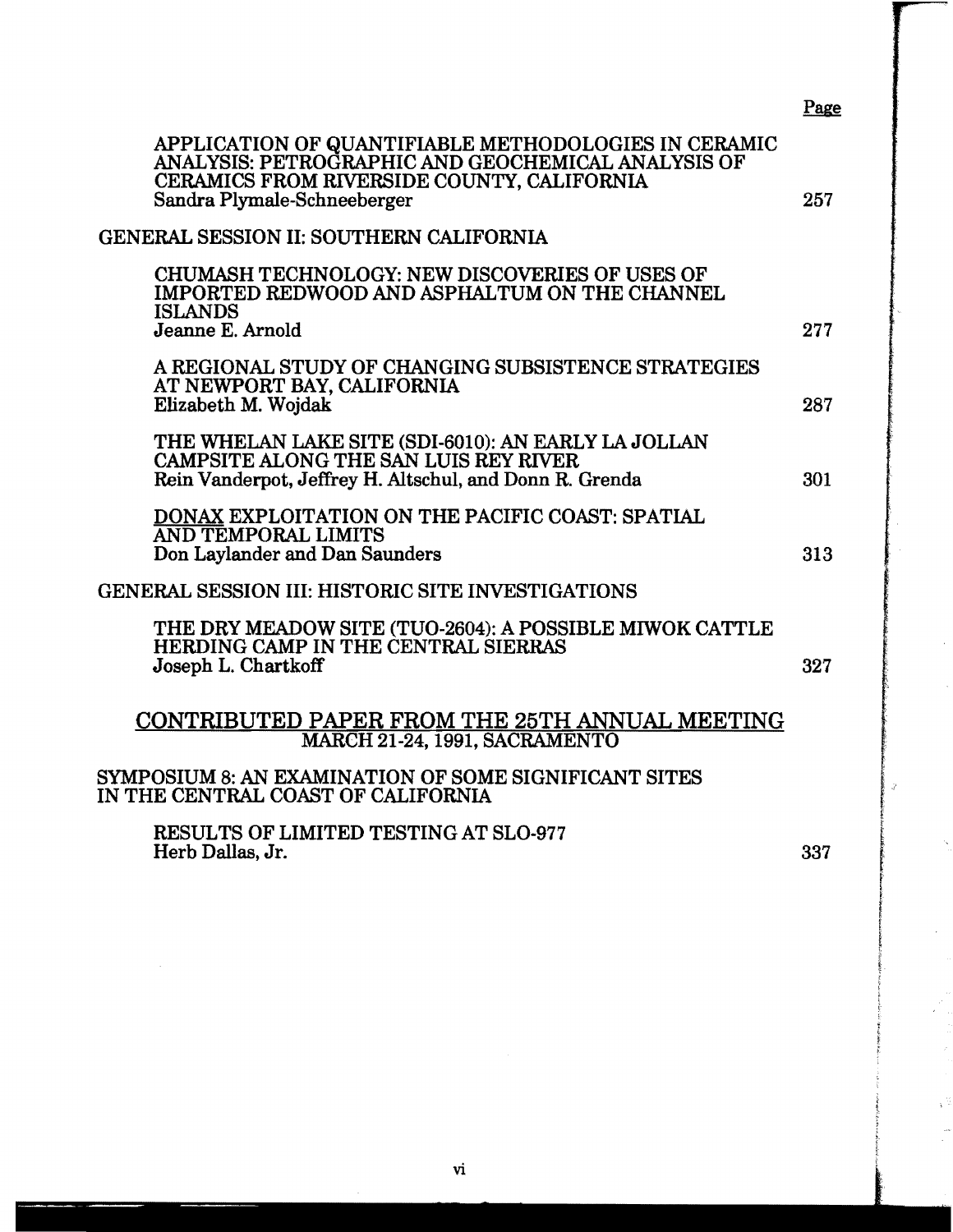| | Page |
|---|---|
| APPLICATION OF QUANTIFIABLE METHODOLOGIES IN CERAMIC ANALYSIS: PETROGRAPHIC AND GEOCHEMICAL ANALYSIS OF CERAMICS FROM RIVERSIDE COUNTY, CALIFORNIA<br>Sandra Plymale-Schneeberger | 257 |
| **GENERAL SESSION II: SOUTHERN CALIFORNIA** | |
| CHUMASH TECHNOLOGY: NEW DISCOVERIES OF USES OF IMPORTED REDWOOD AND ASPHALTUM ON THE CHANNEL ISLANDS<br>Jeanne E. Arnold | 277 |
| A REGIONAL STUDY OF CHANGING SUBSISTENCE STRATEGIES AT NEWPORT BAY, CALIFORNIA<br>Elizabeth M. Wojdak | 287 |
| THE WHELAN LAKE SITE (SDI-6010): AN EARLY LA JOLLAN CAMPSITE ALONG THE SAN LUIS REY RIVER<br>Rein Vanderpot, Jeffrey H. Altschul, and Donn R. Grenda | 301 |
| DONAX EXPLOITATION ON THE PACIFIC COAST: SPATIAL AND TEMPORAL LIMITS<br>Don Laylander and Dan Saunders | 313 |
| **GENERAL SESSION III: HISTORIC SITE INVESTIGATIONS** | |
| THE DRY MEADOW SITE (TUO-2604): A POSSIBLE MIWOK CATTLE HERDING CAMP IN THE CENTRAL SIERRAS<br>Joseph L. Chartkoff | 327 |

## CONTRIBUTED PAPER FROM THE 25TH ANNUAL MEETING
### MARCH 21-24, 1991, SACRAMENTO

| | |
|---|---|
| **SYMPOSIUM 8: AN EXAMINATION OF SOME SIGNIFICANT SITES IN THE CENTRAL COAST OF CALIFORNIA** | |
| RESULTS OF LIMITED TESTING AT SLO-977<br>Herb Dallas, Jr. | 337 |